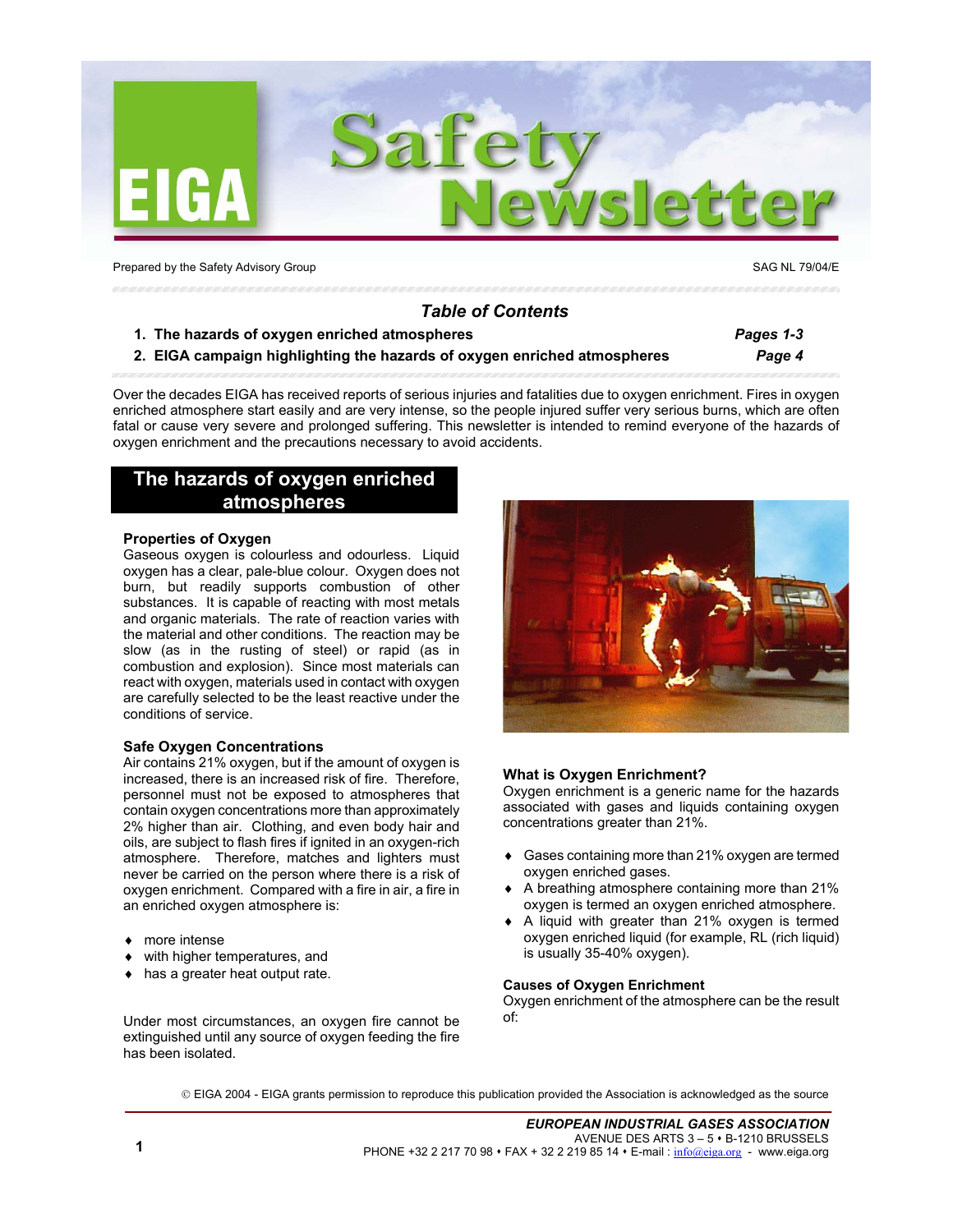# EIGA Safety Newsletter

Prepared by the Safety Advisory Group

SAG NL 79/04/E

## Table of Contents

1. **The hazards of oxygen enriched atmospheres** — *Pages 1-3*
2. **EIGA campaign highlighting the hazards of oxygen enriched atmospheres** — *Page 4*

Over the decades EIGA has received reports of serious injuries and fatalities due to oxygen enrichment. Fires in oxygen enriched atmosphere start easily and are very intense, so the people injured suffer very serious burns, which are often fatal or cause very severe and prolonged suffering. This newsletter is intended to remind everyone of the hazards of oxygen enrichment and the precautions necessary to avoid accidents.

## The hazards of oxygen enriched atmospheres

### Properties of Oxygen

Gaseous oxygen is colourless and odourless. Liquid oxygen has a clear, pale-blue colour. Oxygen does not burn, but readily supports combustion of other substances. It is capable of reacting with most metals and organic materials. The rate of reaction varies with the material and other conditions. The reaction may be slow (as in the rusting of steel) or rapid (as in combustion and explosion). Since most materials can react with oxygen, materials used in contact with oxygen are carefully selected to be the least reactive under the conditions of service.

### Safe Oxygen Concentrations

Air contains 21% oxygen, but if the amount of oxygen is increased, there is an increased risk of fire. Therefore, personnel must not be exposed to atmospheres that contain oxygen concentrations more than approximately 2% higher than air. Clothing, and even body hair and oils, are subject to flash fires if ignited in an oxygen-rich atmosphere. Therefore, matches and lighters must never be carried on the person where there is a risk of oxygen enrichment. Compared with a fire in air, a fire in an enriched oxygen atmosphere is:

- more intense
- with higher temperatures, and
- has a greater heat output rate.

Under most circumstances, an oxygen fire cannot be extinguished until any source of oxygen feeding the fire has been isolated.

### What is Oxygen Enrichment?

Oxygen enrichment is a generic name for the hazards associated with gases and liquids containing oxygen concentrations greater than 21%.

- Gases containing more than 21% oxygen are termed oxygen enriched gases.
- A breathing atmosphere containing more than 21% oxygen is termed an oxygen enriched atmosphere.
- A liquid with greater than 21% oxygen is termed oxygen enriched liquid (for example, RL (rich liquid) is usually 35-40% oxygen).

### Causes of Oxygen Enrichment

Oxygen enrichment of the atmosphere can be the result of:

© EIGA 2004 - EIGA grants permission to reproduce this publication provided the Association is acknowledged as the source

***EUROPEAN INDUSTRIAL GASES ASSOCIATION***
AVENUE DES ARTS 3 – 5 • B-1210 BRUSSELS
PHONE +32 2 217 70 98 • FAX + 32 2 219 85 14 • E-mail : info@eiga.org - www.eiga.org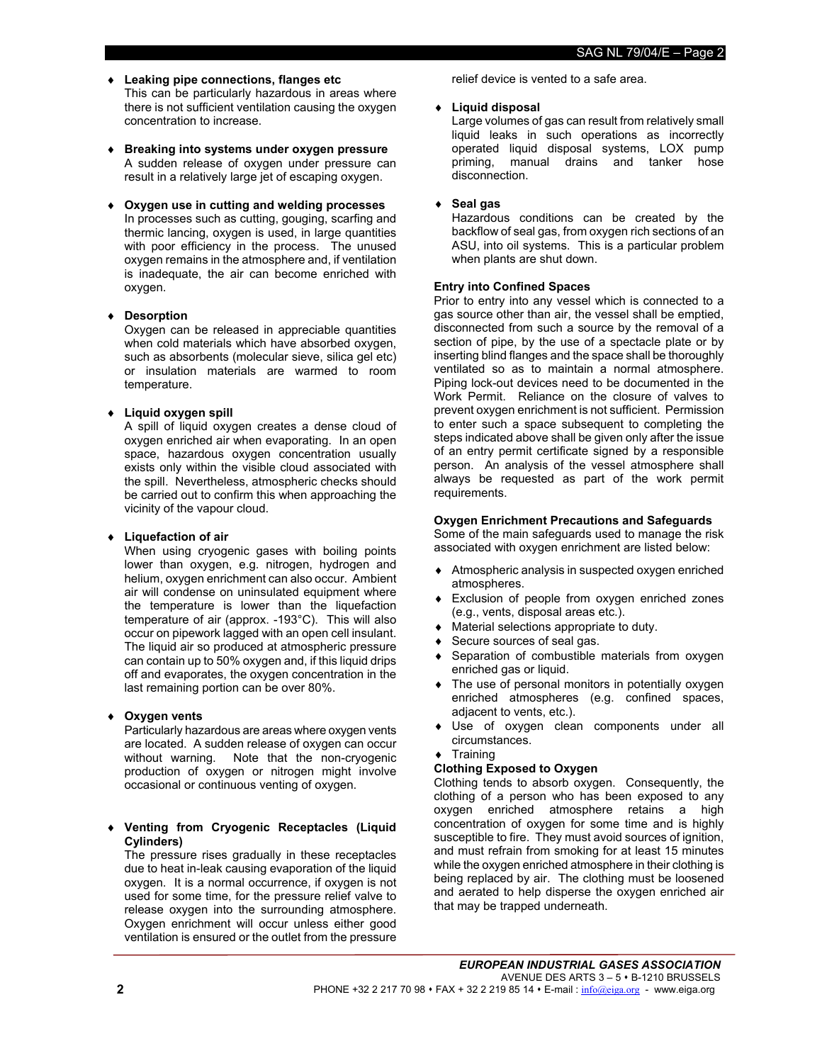- **Leaking pipe connections, flanges etc**
  This can be particularly hazardous in areas where there is not sufficient ventilation causing the oxygen concentration to increase.

- **Breaking into systems under oxygen pressure**
  A sudden release of oxygen under pressure can result in a relatively large jet of escaping oxygen.

- **Oxygen use in cutting and welding processes**
  In processes such as cutting, gouging, scarfing and thermic lancing, oxygen is used, in large quantities with poor efficiency in the process. The unused oxygen remains in the atmosphere and, if ventilation is inadequate, the air can become enriched with oxygen.

- **Desorption**
  Oxygen can be released in appreciable quantities when cold materials which have absorbed oxygen, such as absorbents (molecular sieve, silica gel etc) or insulation materials are warmed to room temperature.

- **Liquid oxygen spill**
  A spill of liquid oxygen creates a dense cloud of oxygen enriched air when evaporating. In an open space, hazardous oxygen concentration usually exists only within the visible cloud associated with the spill. Nevertheless, atmospheric checks should be carried out to confirm this when approaching the vicinity of the vapour cloud.

- **Liquefaction of air**
  When using cryogenic gases with boiling points lower than oxygen, e.g. nitrogen, hydrogen and helium, oxygen enrichment can also occur. Ambient air will condense on uninsulated equipment where the temperature is lower than the liquefaction temperature of air (approx. -193°C). This will also occur on pipework lagged with an open cell insulant. The liquid air so produced at atmospheric pressure can contain up to 50% oxygen and, if this liquid drips off and evaporates, the oxygen concentration in the last remaining portion can be over 80%.

- **Oxygen vents**
  Particularly hazardous are areas where oxygen vents are located. A sudden release of oxygen can occur without warning. Note that the non-cryogenic production of oxygen or nitrogen might involve occasional or continuous venting of oxygen.

- **Venting from Cryogenic Receptacles (Liquid Cylinders)**
  The pressure rises gradually in these receptacles due to heat in-leak causing evaporation of the liquid oxygen. It is a normal occurrence, if oxygen is not used for some time, for the pressure relief valve to release oxygen into the surrounding atmosphere. Oxygen enrichment will occur unless either good ventilation is ensured or the outlet from the pressure relief device is vented to a safe area.

- **Liquid disposal**
  Large volumes of gas can result from relatively small liquid leaks in such operations as incorrectly operated liquid disposal systems, LOX pump priming, manual drains and tanker hose disconnection.

- **Seal gas**
  Hazardous conditions can be created by the backflow of seal gas, from oxygen rich sections of an ASU, into oil systems. This is a particular problem when plants are shut down.

**Entry into Confined Spaces**

Prior to entry into any vessel which is connected to a gas source other than air, the vessel shall be emptied, disconnected from such a source by the removal of a section of pipe, by the use of a spectacle plate or by inserting blind flanges and the space shall be thoroughly ventilated so as to maintain a normal atmosphere. Piping lock-out devices need to be documented in the Work Permit. Reliance on the closure of valves to prevent oxygen enrichment is not sufficient. Permission to enter such a space subsequent to completing the steps indicated above shall be given only after the issue of an entry permit certificate signed by a responsible person. An analysis of the vessel atmosphere shall always be requested as part of the work permit requirements.

**Oxygen Enrichment Precautions and Safeguards**

Some of the main safeguards used to manage the risk associated with oxygen enrichment are listed below:

- Atmospheric analysis in suspected oxygen enriched atmospheres.
- Exclusion of people from oxygen enriched zones (e.g., vents, disposal areas etc.).
- Material selections appropriate to duty.
- Secure sources of seal gas.
- Separation of combustible materials from oxygen enriched gas or liquid.
- The use of personal monitors in potentially oxygen enriched atmospheres (e.g. confined spaces, adjacent to vents, etc.).
- Use of oxygen clean components under all circumstances.
- Training

**Clothing Exposed to Oxygen**

Clothing tends to absorb oxygen. Consequently, the clothing of a person who has been exposed to any oxygen enriched atmosphere retains a high concentration of oxygen for some time and is highly susceptible to fire. They must avoid sources of ignition, and must refrain from smoking for at least 15 minutes while the oxygen enriched atmosphere in their clothing is being replaced by air. The clothing must be loosened and aerated to help disperse the oxygen enriched air that may be trapped underneath.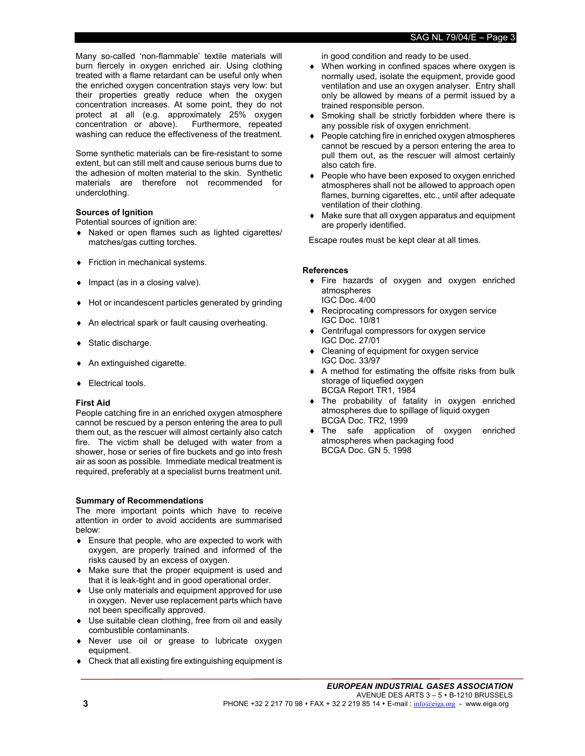Many so-called 'non-flammable' textile materials will burn fiercely in oxygen enriched air. Using clothing treated with a flame retardant can be useful only when the enriched oxygen concentration stays very low: but their properties greatly reduce when the oxygen concentration increases. At some point, they do not protect at all (e.g. approximately 25% oxygen concentration or above). Furthermore, repeated washing can reduce the effectiveness of the treatment.

Some synthetic materials can be fire-resistant to some extent, but can still melt and cause serious burns due to the adhesion of molten material to the skin. Synthetic materials are therefore not recommended for underclothing.

### Sources of Ignition

Potential sources of ignition are:

- Naked or open flames such as lighted cigarettes/ matches/gas cutting torches.
- Friction in mechanical systems.
- Impact (as in a closing valve).
- Hot or incandescent particles generated by grinding
- An electrical spark or fault causing overheating.
- Static discharge.
- An extinguished cigarette.
- Electrical tools.

### First Aid

People catching fire in an enriched oxygen atmosphere cannot be rescued by a person entering the area to pull them out, as the rescuer will almost certainly also catch fire. The victim shall be deluged with water from a shower, hose or series of fire buckets and go into fresh air as soon as possible. Immediate medical treatment is required, preferably at a specialist burns treatment unit.

### Summary of Recommendations

The more important points which have to receive attention in order to avoid accidents are summarised below:

- Ensure that people, who are expected to work with oxygen, are properly trained and informed of the risks caused by an excess of oxygen.
- Make sure that the proper equipment is used and that it is leak-tight and in good operational order.
- Use only materials and equipment approved for use in oxygen. Never use replacement parts which have not been specifically approved.
- Use suitable clean clothing, free from oil and easily combustible contaminants.
- Never use oil or grease to lubricate oxygen equipment.
- Check that all existing fire extinguishing equipment is in good condition and ready to be used.
- When working in confined spaces where oxygen is normally used, isolate the equipment, provide good ventilation and use an oxygen analyser. Entry shall only be allowed by means of a permit issued by a trained responsible person.
- Smoking shall be strictly forbidden where there is any possible risk of oxygen enrichment.
- People catching fire in enriched oxygen atmospheres cannot be rescued by a person entering the area to pull them out, as the rescuer will almost certainly also catch fire.
- People who have been exposed to oxygen enriched atmospheres shall not be allowed to approach open flames, burning cigarettes, etc., until after adequate ventilation of their clothing.
- Make sure that all oxygen apparatus and equipment are properly identified.

Escape routes must be kept clear at all times.

### References

- Fire hazards of oxygen and oxygen enriched atmospheres
  IGC Doc. 4/00
- Reciprocating compressors for oxygen service
  IGC Doc. 10/81
- Centrifugal compressors for oxygen service
  IGC Doc. 27/01
- Cleaning of equipment for oxygen service
  IGC Doc. 33/97
- A method for estimating the offsite risks from bulk storage of liquefied oxygen
  BCGA Report TR1, 1984
- The probability of fatality in oxygen enriched atmospheres due to spillage of liquid oxygen
  BCGA Doc. TR2, 1999
- The safe application of oxygen enriched atmospheres when packaging food
  BCGA Doc. GN 5, 1998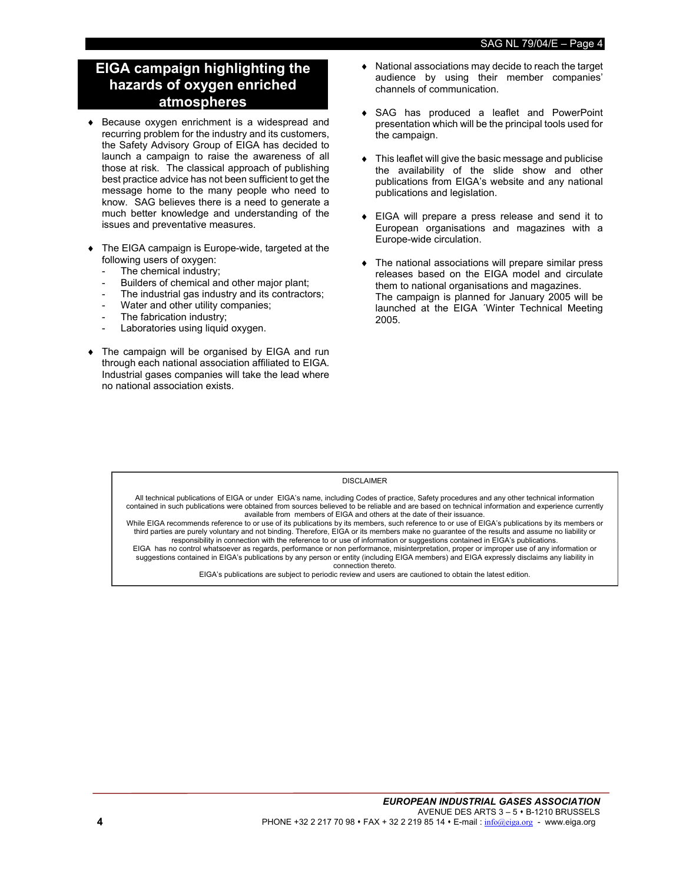## EIGA campaign highlighting the hazards of oxygen enriched atmospheres

- Because oxygen enrichment is a widespread and recurring problem for the industry and its customers, the Safety Advisory Group of EIGA has decided to launch a campaign to raise the awareness of all those at risk. The classical approach of publishing best practice advice has not been sufficient to get the message home to the many people who need to know. SAG believes there is a need to generate a much better knowledge and understanding of the issues and preventative measures.

- The EIGA campaign is Europe-wide, targeted at the following users of oxygen:
  - The chemical industry;
  - Builders of chemical and other major plant;
  - The industrial gas industry and its contractors;
  - Water and other utility companies;
  - The fabrication industry;
  - Laboratories using liquid oxygen.

- The campaign will be organised by EIGA and run through each national association affiliated to EIGA. Industrial gases companies will take the lead where no national association exists.

- National associations may decide to reach the target audience by using their member companies' channels of communication.

- SAG has produced a leaflet and PowerPoint presentation which will be the principal tools used for the campaign.

- This leaflet will give the basic message and publicise the availability of the slide show and other publications from EIGA's website and any national publications and legislation.

- EIGA will prepare a press release and send it to European organisations and magazines with a Europe-wide circulation.

- The national associations will prepare similar press releases based on the EIGA model and circulate them to national organisations and magazines.
  The campaign is planned for January 2005 will be launched at the EIGA ´Winter Technical Meeting 2005.

DISCLAIMER

All technical publications of EIGA or under EIGA's name, including Codes of practice, Safety procedures and any other technical information contained in such publications were obtained from sources believed to be reliable and are based on technical information and experience currently available from members of EIGA and others at the date of their issuance.
While EIGA recommends reference to or use of its publications by its members, such reference to or use of EIGA's publications by its members or third parties are purely voluntary and not binding. Therefore, EIGA or its members make no guarantee of the results and assume no liability or responsibility in connection with the reference to or use of information or suggestions contained in EIGA's publications.
EIGA has no control whatsoever as regards, performance or non performance, misinterpretation, proper or improper use of any information or suggestions contained in EIGA's publications by any person or entity (including EIGA members) and EIGA expressly disclaims any liability in connection thereto.
EIGA's publications are subject to periodic review and users are cautioned to obtain the latest edition.

***EUROPEAN INDUSTRIAL GASES ASSOCIATION***
AVENUE DES ARTS 3 – 5 • B-1210 BRUSSELS
PHONE +32 2 217 70 98 • FAX + 32 2 219 85 14 • E-mail : info@eiga.org - www.eiga.org